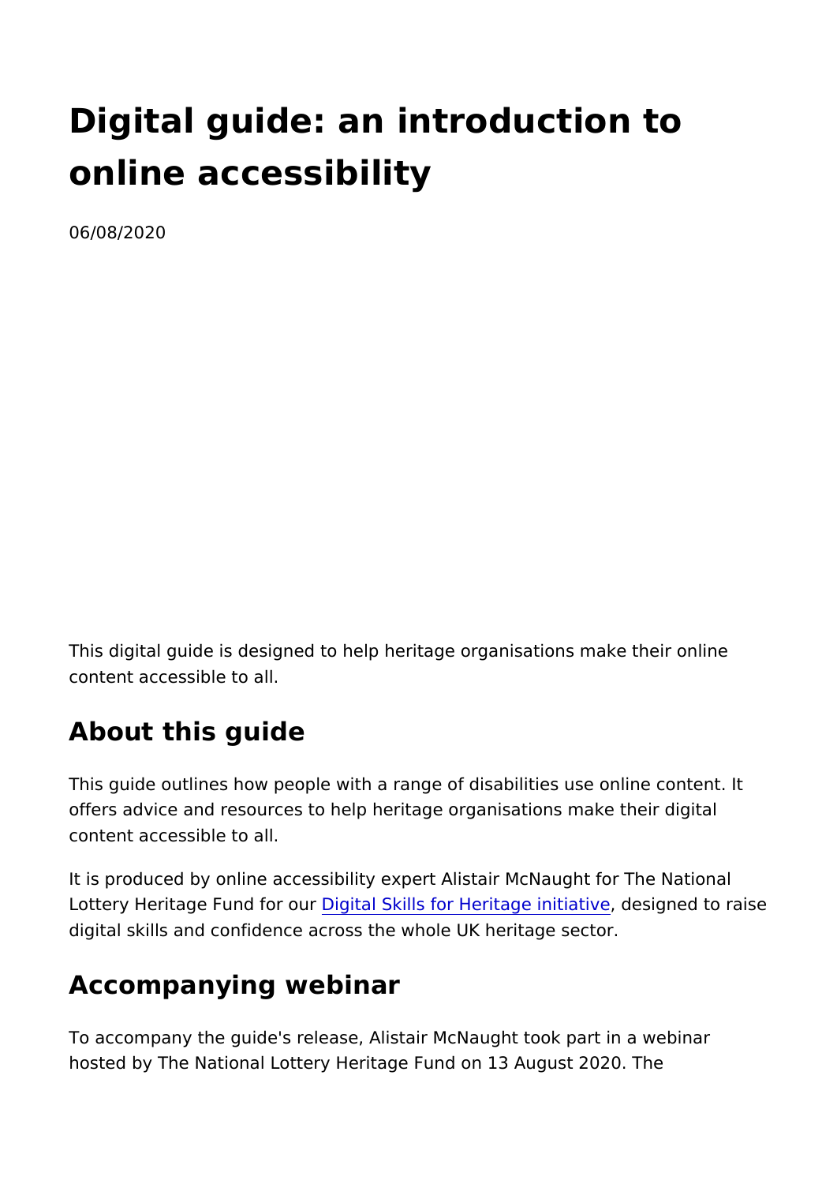# Digital guide: an introduction to online accessibility

06/08/2020

This digital guide is designed to help heritage organisations make their online content accessible to all.

## About this guide

This guide outlines how people with a range of disabilities use online content. It offers advice and resources to help heritage organisations make their digital content accessible to all.

It is produced by online accessibility expert Alistair McNaught for The National Lottery Heritage Fund for our Digital Skills for Heritage initiative, designed to raise digital skills and confidence across the whole UK heritage sector.

## Accompanying webinar

To accompany the guide's release, Alistair McNaught took part in a webinar hosted by The National Lottery Heritage Fund on 13 August 2020. The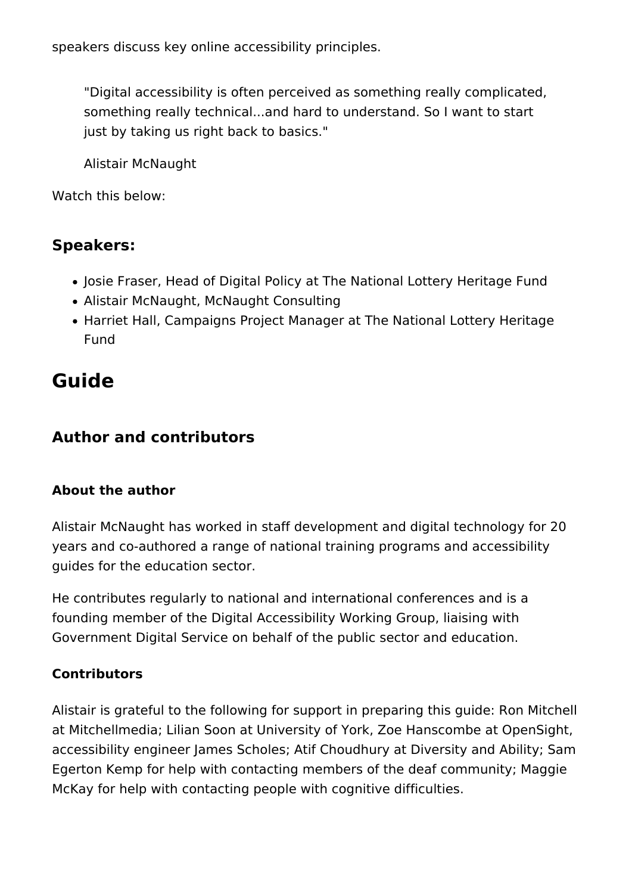speakers discuss key online accessibility principles.

> "Digital accessibility is often perceived as something really complicated, something really technical...and hard to understand. So I want to start just by taking us right back to basics."
>
> Alistair McNaught

Watch this below:

### Speakers:

- Josie Fraser, Head of Digital Policy at The National Lottery Heritage Fund
- Alistair McNaught, McNaught Consulting
- Harriet Hall, Campaigns Project Manager at The National Lottery Heritage Fund

## Guide

### Author and contributors

#### About the author

Alistair McNaught has worked in staff development and digital technology for 20 years and co-authored a range of national training programs and accessibility guides for the education sector.

He contributes regularly to national and international conferences and is a founding member of the Digital Accessibility Working Group, liaising with Government Digital Service on behalf of the public sector and education.

#### Contributors

Alistair is grateful to the following for support in preparing this guide: Ron Mitchell at Mitchellmedia; Lilian Soon at University of York, Zoe Hanscombe at OpenSight, accessibility engineer James Scholes; Atif Choudhury at Diversity and Ability; Sam Egerton Kemp for help with contacting members of the deaf community; Maggie McKay for help with contacting people with cognitive difficulties.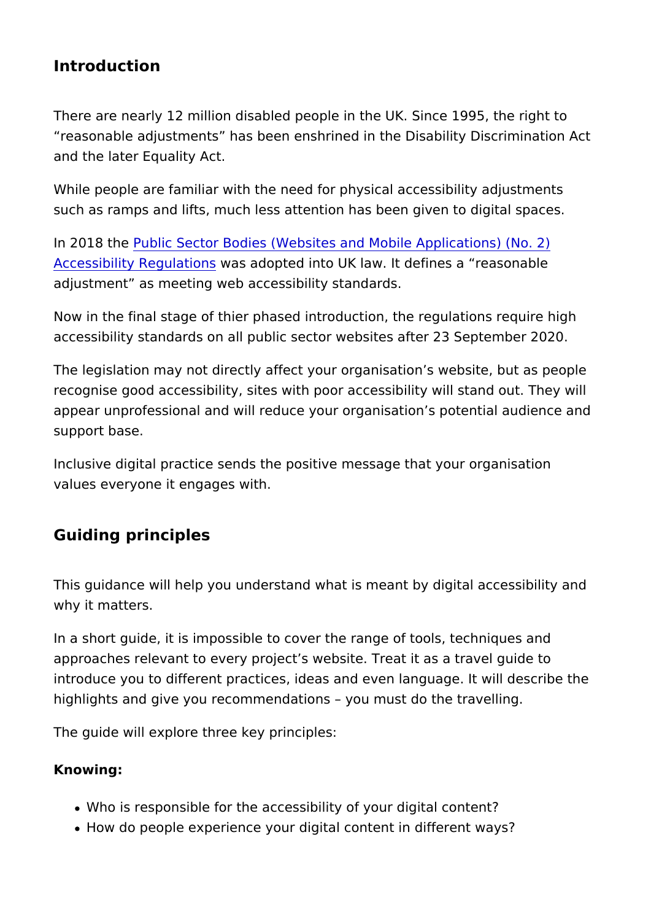## Introduction

There are nearly 12 million disabled people in the UK. Since 1995, the right to "reasonable adjustments" has been enshrined in the Disability Discrimination Act and the later Equality Act.

While people are familiar with the need for physical accessibility adjustments such as ramps and lifts, much less attention has been given to digital spaces.

In 2018 the Public Sector Bodies (Websites and Mobile Applications) (No. 2) Accessibility Regulations was adopted into UK law. It defines a "reasonable adjustment" as meeting web accessibility standards.

Now in the final stage of thier phased introduction, the regulations require high accessibility standards on all public sector websites after 23 September 2020.

The legislation may not directly affect your organisation's website, but as people recognise good accessibility, sites with poor accessibility will stand out. They will appear unprofessional and will reduce your organisation's potential audience and support base.

Inclusive digital practice sends the positive message that your organisation values everyone it engages with.

## Guiding principles

This guidance will help you understand what is meant by digital accessibility and why it matters.

In a short guide, it is impossible to cover the range of tools, techniques and approaches relevant to every project's website. Treat it as a travel guide to introduce you to different practices, ideas and even language. It will describe the highlights and give you recommendations – you must do the travelling.

The guide will explore three key principles:

**Knowing:**

- Who is responsible for the accessibility of your digital content?
- How do people experience your digital content in different ways?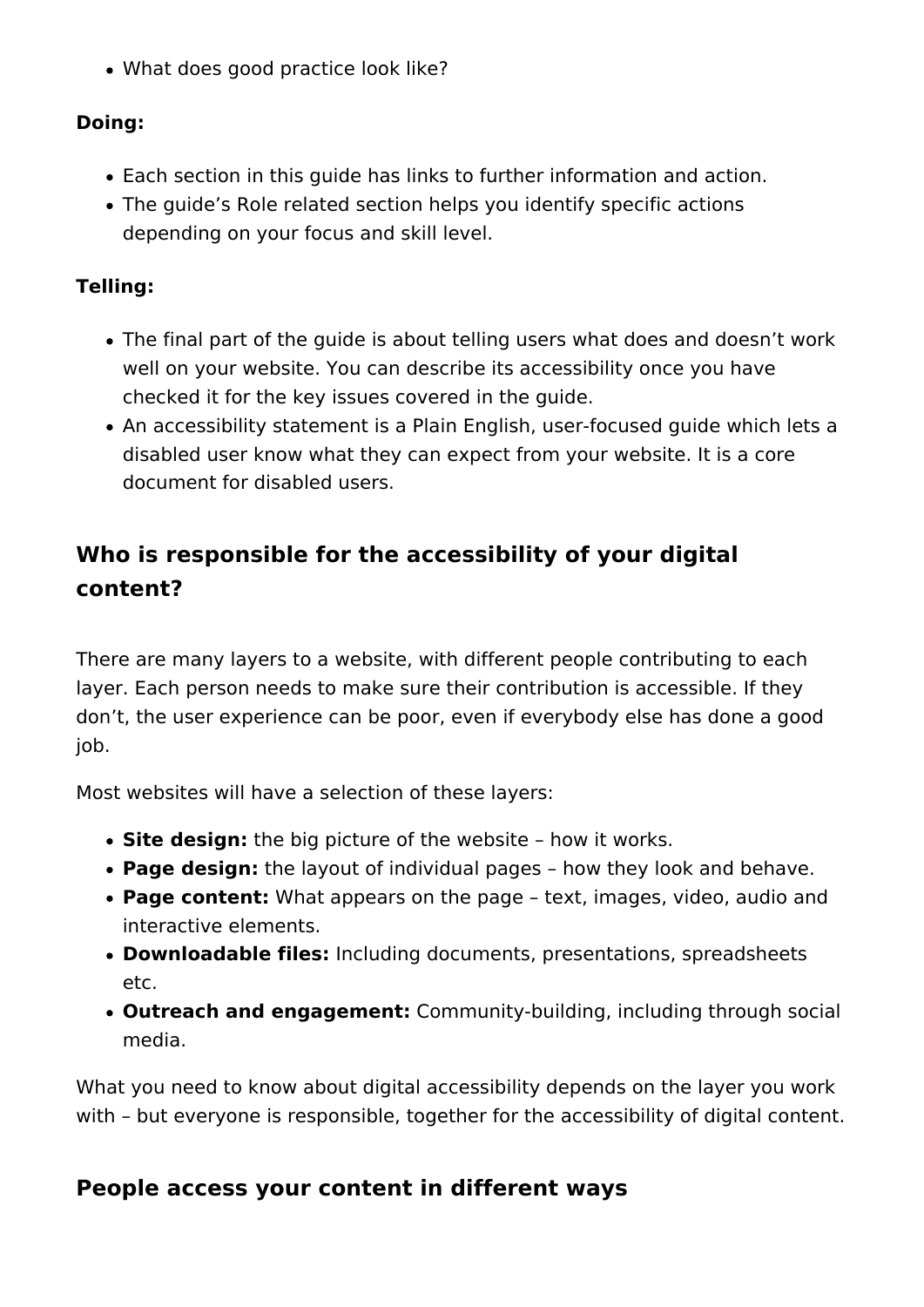- What does good practice look like?

**Doing:**

- Each section in this guide has links to further information and action.
- The guide's Role related section helps you identify specific actions depending on your focus and skill level.

**Telling:**

- The final part of the guide is about telling users what does and doesn't work well on your website. You can describe its accessibility once you have checked it for the key issues covered in the guide.
- An accessibility statement is a Plain English, user-focused guide which lets a disabled user know what they can expect from your website. It is a core document for disabled users.

## Who is responsible for the accessibility of your digital content?

There are many layers to a website, with different people contributing to each layer. Each person needs to make sure their contribution is accessible. If they don't, the user experience can be poor, even if everybody else has done a good job.

Most websites will have a selection of these layers:

- **Site design:** the big picture of the website – how it works.
- **Page design:** the layout of individual pages – how they look and behave.
- **Page content:** What appears on the page – text, images, video, audio and interactive elements.
- **Downloadable files:** Including documents, presentations, spreadsheets etc.
- **Outreach and engagement:** Community-building, including through social media.

What you need to know about digital accessibility depends on the layer you work with – but everyone is responsible, together for the accessibility of digital content.

## People access your content in different ways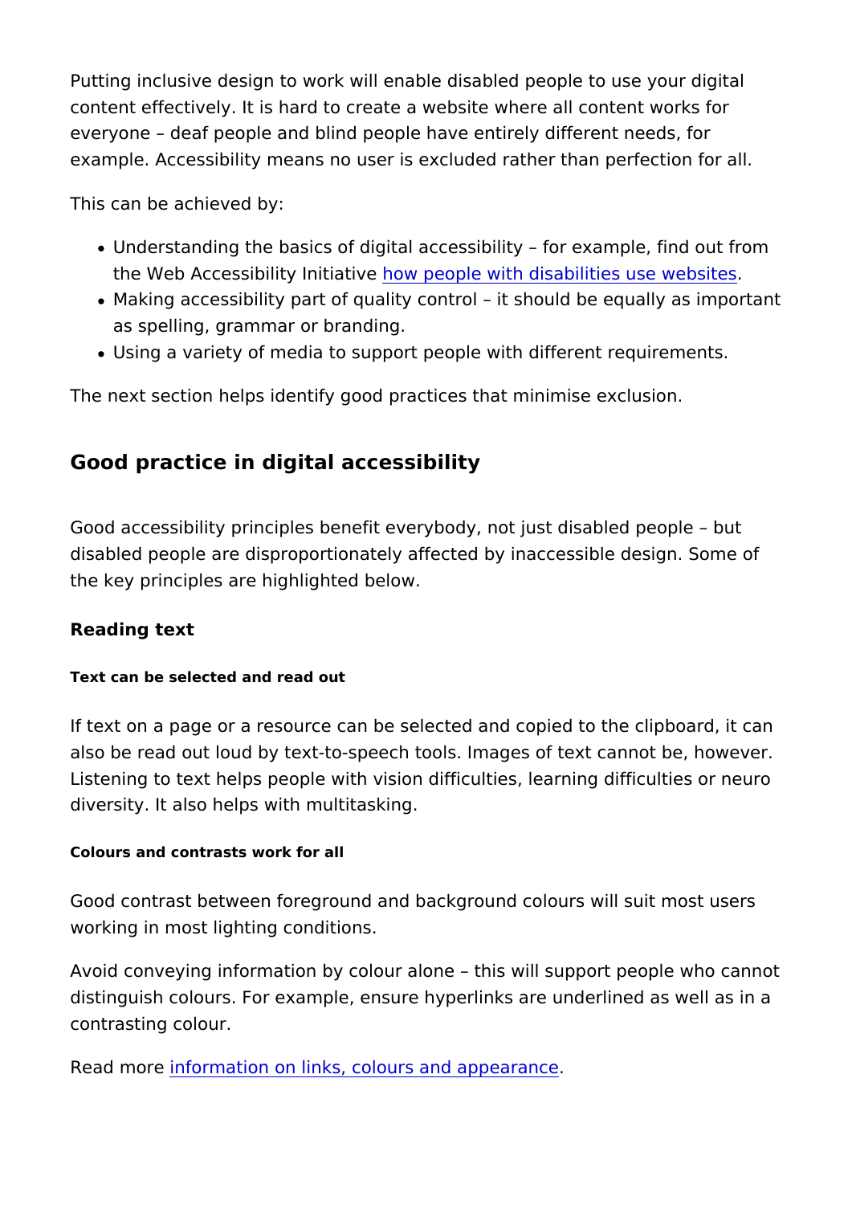Putting inclusive design to work will enable disabled people to use your digital content effectively. It is hard to create a website where all content works for everyone – deaf people and blind people have entirely different needs, for example. Accessibility means no user is excluded rather than perfection for all.

This can be achieved by:

- Understanding the basics of digital accessibility – for example, find out from the Web Accessibility Initiative how people with disabilities use websites.
- Making accessibility part of quality control – it should be equally as important as spelling, grammar or branding.
- Using a variety of media to support people with different requirements.

The next section helps identify good practices that minimise exclusion.

## Good practice in digital accessibility

Good accessibility principles benefit everybody, not just disabled people – but disabled people are disproportionately affected by inaccessible design. Some of the key principles are highlighted below.

### Reading text

#### Text can be selected and read out

If text on a page or a resource can be selected and copied to the clipboard, it can also be read out loud by text-to-speech tools. Images of text cannot be, however. Listening to text helps people with vision difficulties, learning difficulties or neuro diversity. It also helps with multitasking.

#### Colours and contrasts work for all

Good contrast between foreground and background colours will suit most users working in most lighting conditions.

Avoid conveying information by colour alone – this will support people who cannot distinguish colours. For example, ensure hyperlinks are underlined as well as in a contrasting colour.

Read more information on links, colours and appearance.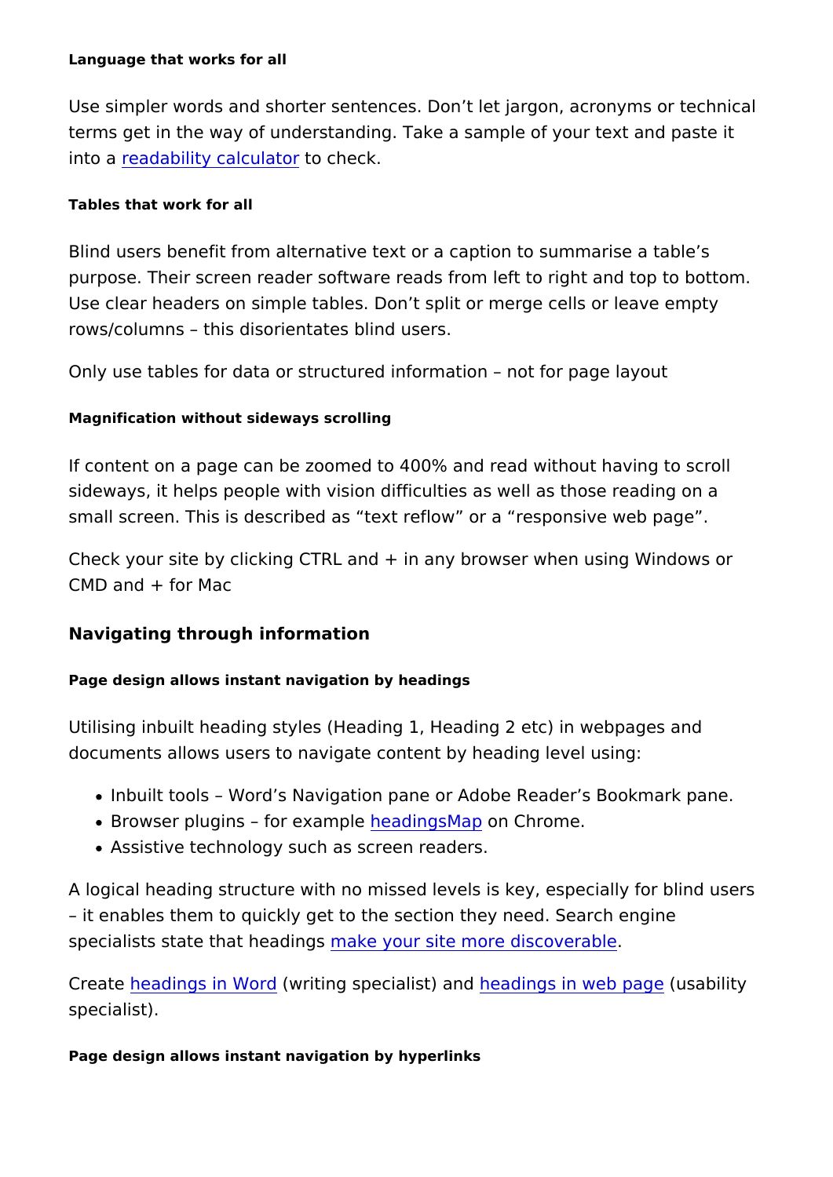#### Language that works for all

Use simpler words and shorter sentences. Don't let jargon, acronyms or technical terms get in the way of understanding. Take a sample of your text and paste it into a readability calculator to check.

#### Tables that work for all

Blind users benefit from alternative text or a caption to summarise a table's purpose. Their screen reader software reads from left to right and top to bottom. Use clear headers on simple tables. Don't split or merge cells or leave empty rows/columns – this disorientates blind users.

Only use tables for data or structured information – not for page layout

#### Magnification without sideways scrolling

If content on a page can be zoomed to 400% and read without having to scroll sideways, it helps people with vision difficulties as well as those reading on a small screen. This is described as "text reflow" or a "responsive web page".

Check your site by clicking CTRL and + in any browser when using Windows or CMD and + for Mac

### Navigating through information

#### Page design allows instant navigation by headings

Utilising inbuilt heading styles (Heading 1, Heading 2 etc) in webpages and documents allows users to navigate content by heading level using:

- Inbuilt tools – Word's Navigation pane or Adobe Reader's Bookmark pane.
- Browser plugins – for example headingsMap on Chrome.
- Assistive technology such as screen readers.

A logical heading structure with no missed levels is key, especially for blind users – it enables them to quickly get to the section they need. Search engine specialists state that headings make your site more discoverable.

Create headings in Word (writing specialist) and headings in web page (usability specialist).

#### Page design allows instant navigation by hyperlinks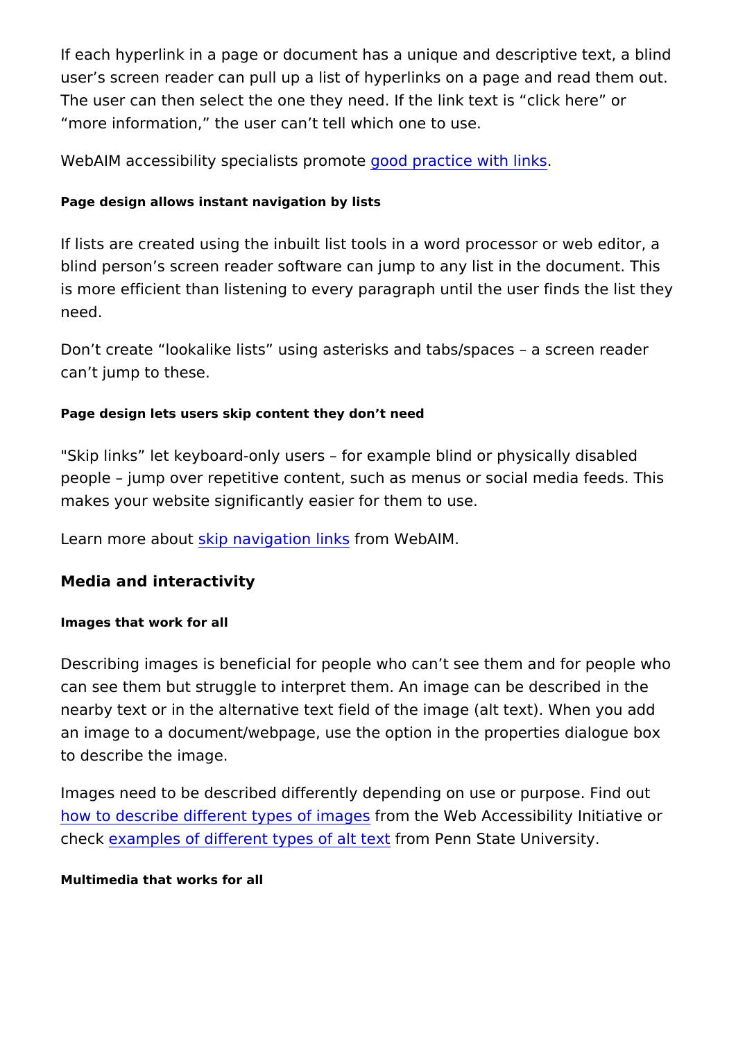If each hyperlink in a page or document has a unique and descriptive text, a blind user's screen reader can pull up a list of hyperlinks on a page and read them out. The user can then select the one they need. If the link text is "click here" or "more information," the user can't tell which one to use.

WebAIM accessibility specialists promote good practice with links.

#### Page design allows instant navigation by lists

If lists are created using the inbuilt list tools in a word processor or web editor, a blind person's screen reader software can jump to any list in the document. This is more efficient than listening to every paragraph until the user finds the list they need.

Don't create "lookalike lists" using asterisks and tabs/spaces – a screen reader can't jump to these.

#### Page design lets users skip content they don't need

"Skip links" let keyboard-only users – for example blind or physically disabled people – jump over repetitive content, such as menus or social media feeds. This makes your website significantly easier for them to use.

Learn more about skip navigation links from WebAIM.

### Media and interactivity

#### Images that work for all

Describing images is beneficial for people who can't see them and for people who can see them but struggle to interpret them. An image can be described in the nearby text or in the alternative text field of the image (alt text). When you add an image to a document/webpage, use the option in the properties dialogue box to describe the image.

Images need to be described differently depending on use or purpose. Find out how to describe different types of images from the Web Accessibility Initiative or check examples of different types of alt text from Penn State University.

#### Multimedia that works for all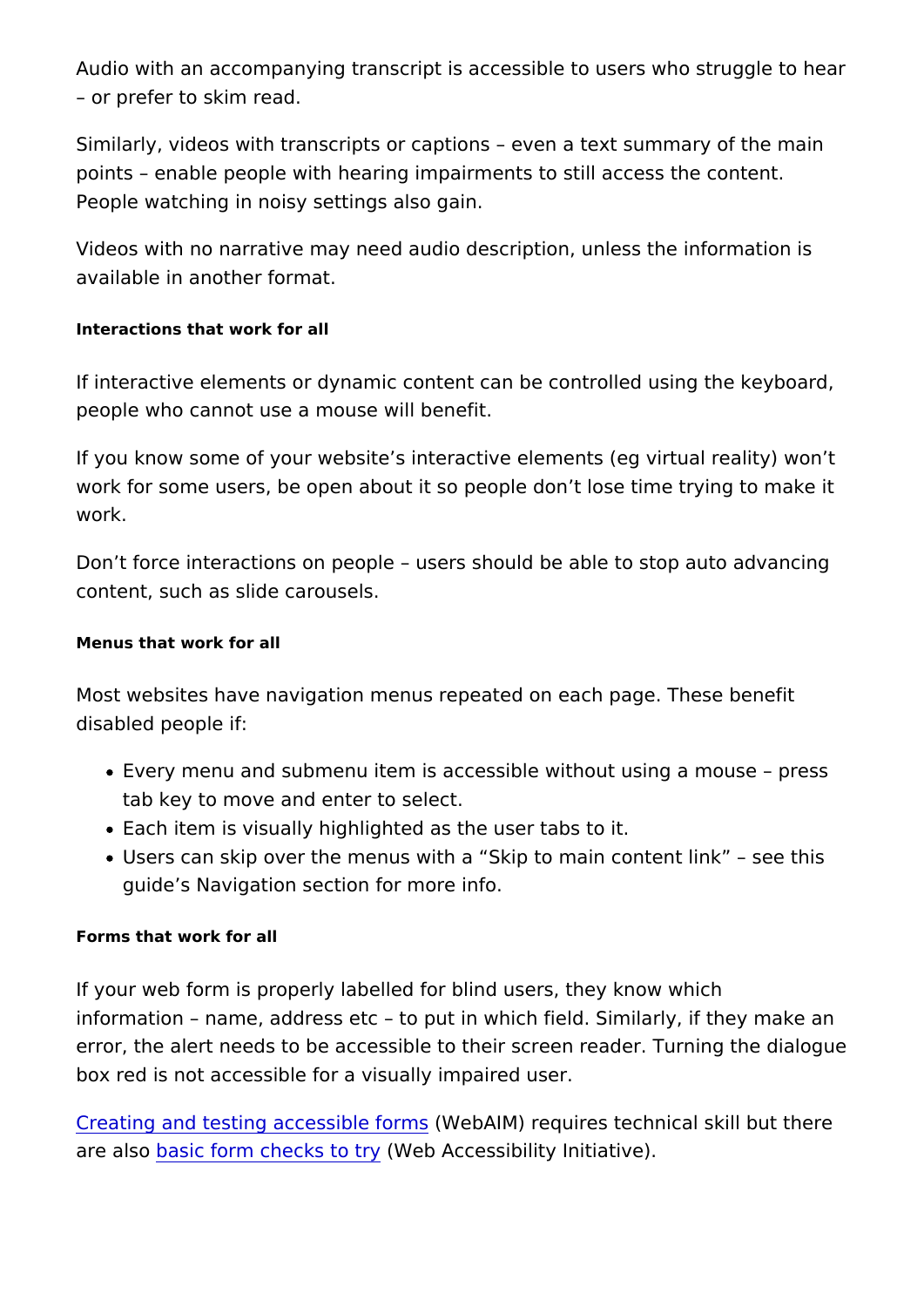Audio with an accompanying transcript is accessible to users who struggle to hear – or prefer to skim read.

Similarly, videos with transcripts or captions – even a text summary of the main points – enable people with hearing impairments to still access the content. People watching in noisy settings also gain.

Videos with no narrative may need audio description, unless the information is available in another format.

#### Interactions that work for all

If interactive elements or dynamic content can be controlled using the keyboard, people who cannot use a mouse will benefit.

If you know some of your website's interactive elements (eg virtual reality) won't work for some users, be open about it so people don't lose time trying to make it work.

Don't force interactions on people – users should be able to stop auto advancing content, such as slide carousels.

#### Menus that work for all

Most websites have navigation menus repeated on each page. These benefit disabled people if:

- Every menu and submenu item is accessible without using a mouse – press tab key to move and enter to select.
- Each item is visually highlighted as the user tabs to it.
- Users can skip over the menus with a "Skip to main content link" – see this guide's Navigation section for more info.

#### Forms that work for all

If your web form is properly labelled for blind users, they know which information – name, address etc – to put in which field. Similarly, if they make an error, the alert needs to be accessible to their screen reader. Turning the dialogue box red is not accessible for a visually impaired user.

Creating and testing accessible forms (WebAIM) requires technical skill but there are also basic form checks to try (Web Accessibility Initiative).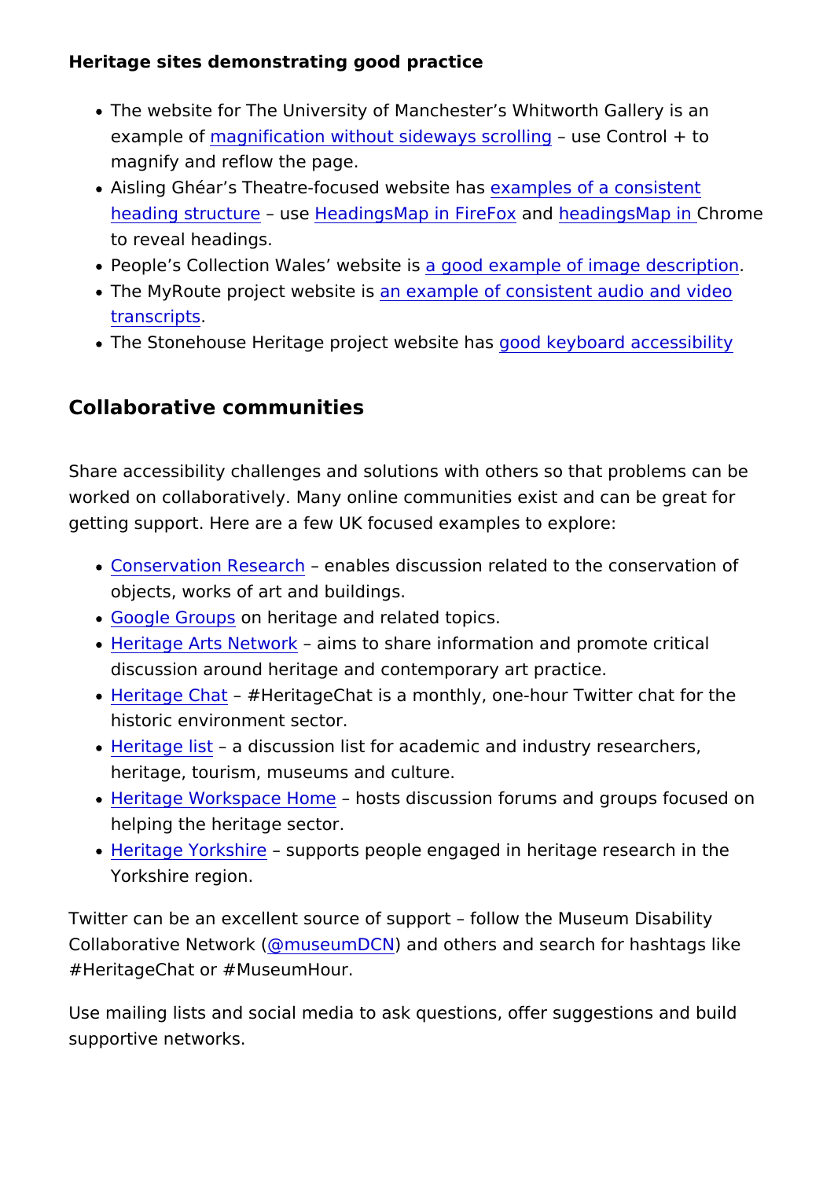**Heritage sites demonstrating good practice**

- The website for The University of Manchester's Whitworth Gallery is an example of magnification without sideways scrolling – use Control + to magnify and reflow the page.
- Aisling Ghéar's Theatre-focused website has examples of a consistent heading structure – use HeadingsMap in FireFox and headingsMap in Chrome to reveal headings.
- People's Collection Wales' website is a good example of image description.
- The MyRoute project website is an example of consistent audio and video transcripts.
- The Stonehouse Heritage project website has good keyboard accessibility

## Collaborative communities

Share accessibility challenges and solutions with others so that problems can be worked on collaboratively. Many online communities exist and can be great for getting support. Here are a few UK focused examples to explore:

- Conservation Research – enables discussion related to the conservation of objects, works of art and buildings.
- Google Groups on heritage and related topics.
- Heritage Arts Network – aims to share information and promote critical discussion around heritage and contemporary art practice.
- Heritage Chat – #HeritageChat is a monthly, one-hour Twitter chat for the historic environment sector.
- Heritage list – a discussion list for academic and industry researchers, heritage, tourism, museums and culture.
- Heritage Workspace Home – hosts discussion forums and groups focused on helping the heritage sector.
- Heritage Yorkshire – supports people engaged in heritage research in the Yorkshire region.

Twitter can be an excellent source of support – follow the Museum Disability Collaborative Network (@museumDCN) and others and search for hashtags like #HeritageChat or #MuseumHour.

Use mailing lists and social media to ask questions, offer suggestions and build supportive networks.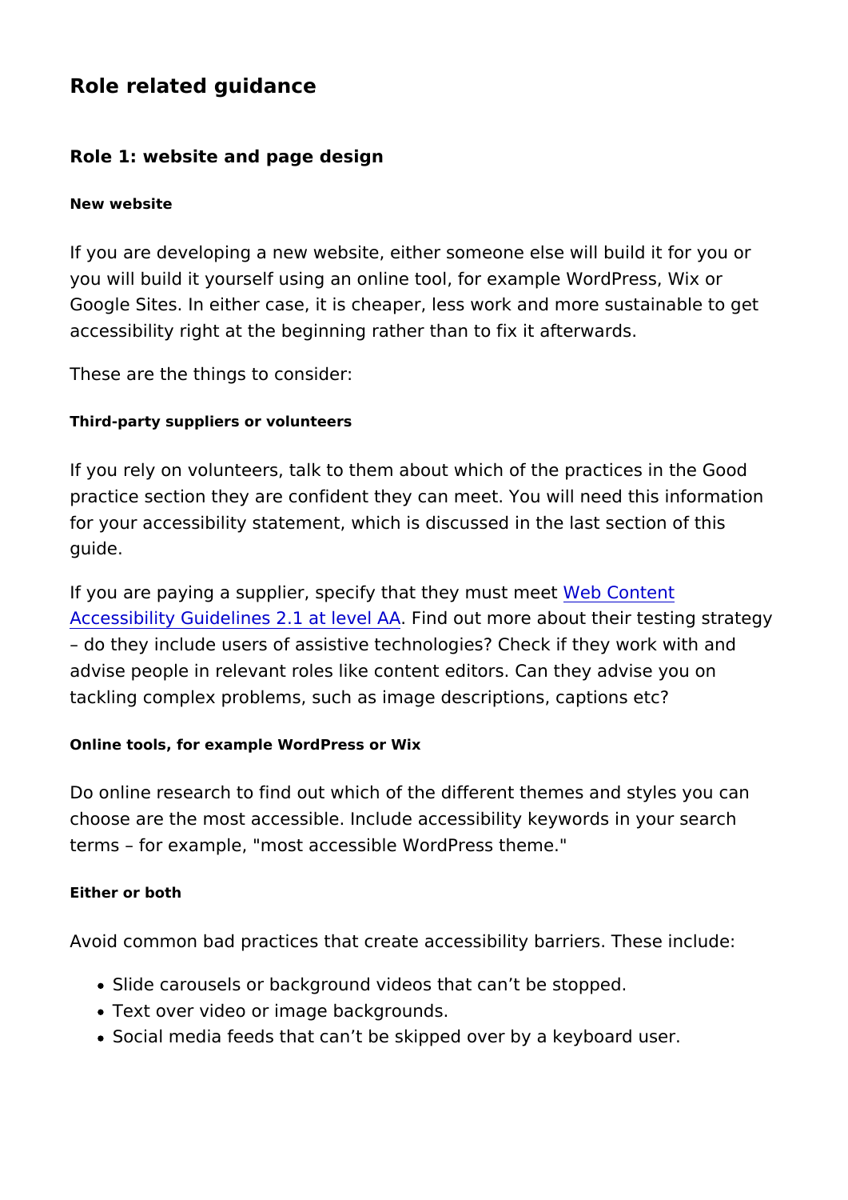## Role related guidance

### Role 1: website and page design

#### New website

If you are developing a new website, either someone else will build it for you or you will build it yourself using an online tool, for example WordPress, Wix or Google Sites. In either case, it is cheaper, less work and more sustainable to get accessibility right at the beginning rather than to fix it afterwards.

These are the things to consider:

##### Third-party suppliers or volunteers

If you rely on volunteers, talk to them about which of the practices in the Good practice section they are confident they can meet. You will need this information for your accessibility statement, which is discussed in the last section of this guide.

If you are paying a supplier, specify that they must meet Web Content Accessibility Guidelines 2.1 at level AA. Find out more about their testing strategy – do they include users of assistive technologies? Check if they work with and advise people in relevant roles like content editors. Can they advise you on tackling complex problems, such as image descriptions, captions etc?

##### Online tools, for example WordPress or Wix

Do online research to find out which of the different themes and styles you can choose are the most accessible. Include accessibility keywords in your search terms – for example, "most accessible WordPress theme."

##### Either or both

Avoid common bad practices that create accessibility barriers. These include:

- Slide carousels or background videos that can't be stopped.
- Text over video or image backgrounds.
- Social media feeds that can't be skipped over by a keyboard user.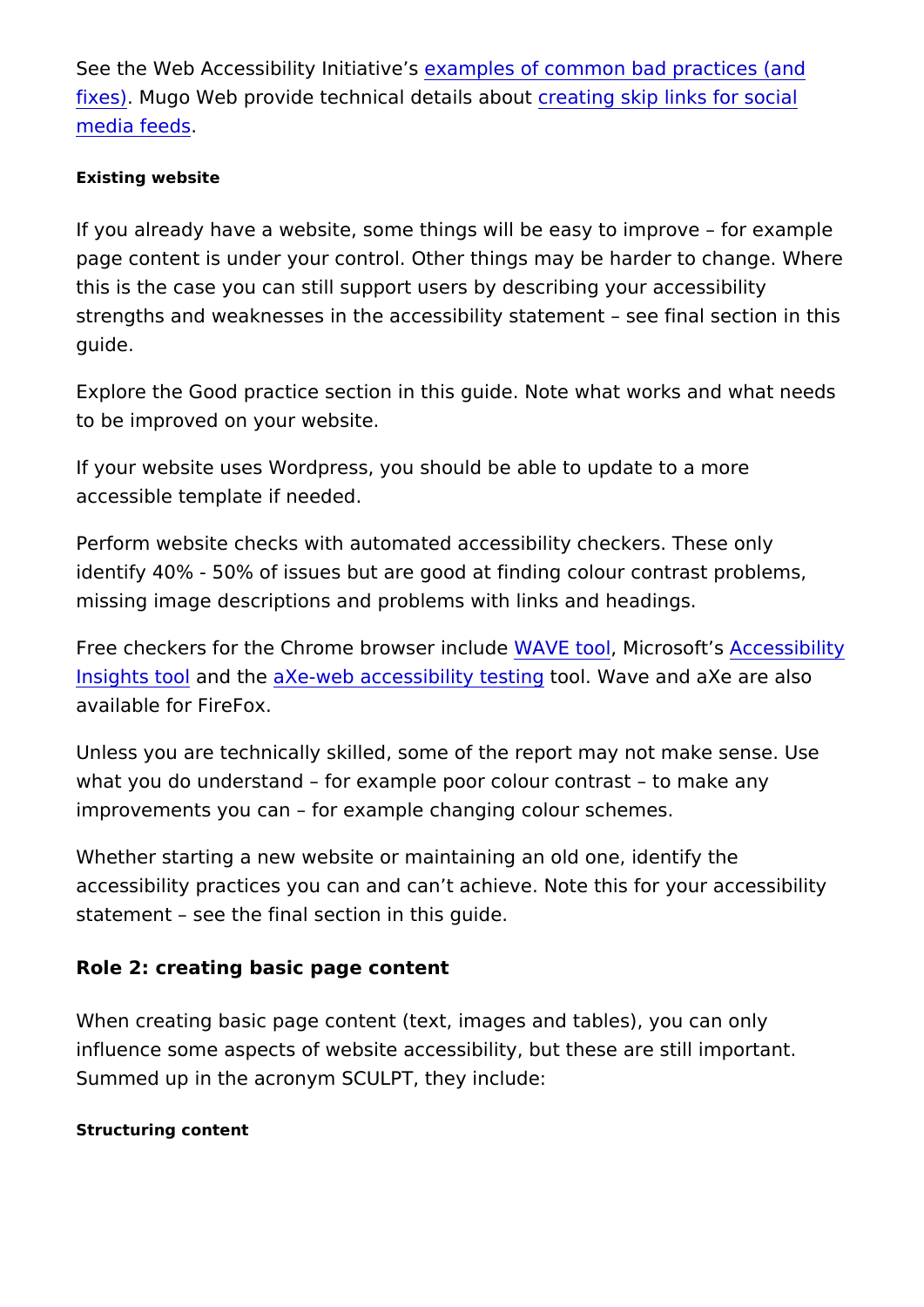See the Web Accessibility Initiative's examples of common bad practices (and fixes). Mugo Web provide technical details about creating skip links for social media feeds.

#### Existing website

If you already have a website, some things will be easy to improve – for example page content is under your control. Other things may be harder to change. Where this is the case you can still support users by describing your accessibility strengths and weaknesses in the accessibility statement – see final section in this guide.

Explore the Good practice section in this guide. Note what works and what needs to be improved on your website.

If your website uses Wordpress, you should be able to update to a more accessible template if needed.

Perform website checks with automated accessibility checkers. These only identify 40% - 50% of issues but are good at finding colour contrast problems, missing image descriptions and problems with links and headings.

Free checkers for the Chrome browser include WAVE tool, Microsoft's Accessibility Insights tool and the aXe-web accessibility testing tool. Wave and aXe are also available for FireFox.

Unless you are technically skilled, some of the report may not make sense. Use what you do understand – for example poor colour contrast – to make any improvements you can – for example changing colour schemes.

Whether starting a new website or maintaining an old one, identify the accessibility practices you can and can't achieve. Note this for your accessibility statement – see the final section in this guide.

### Role 2: creating basic page content

When creating basic page content (text, images and tables), you can only influence some aspects of website accessibility, but these are still important. Summed up in the acronym SCULPT, they include:

#### Structuring content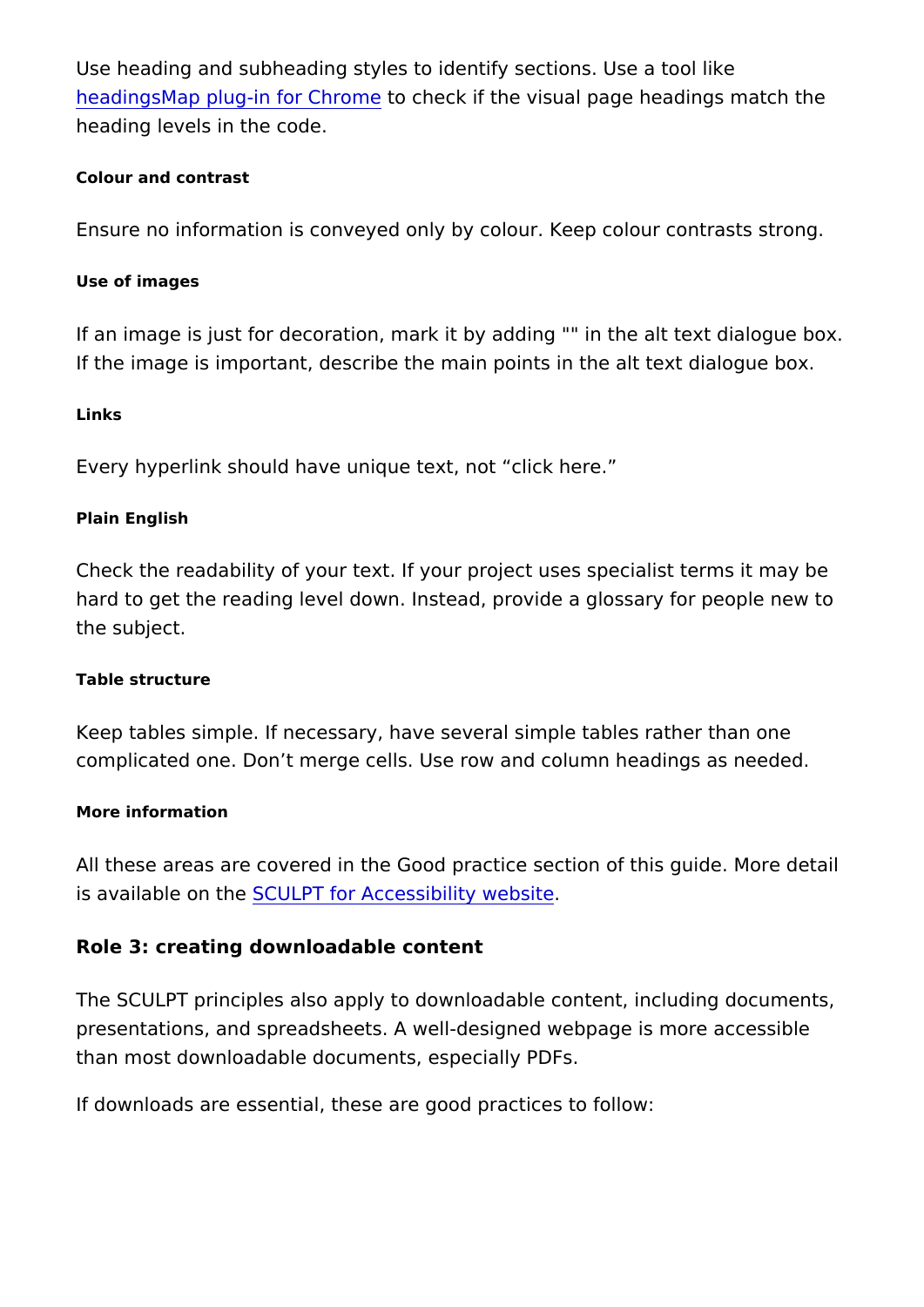Use heading and subheading styles to identify sections. Use a tool like headingsMap plug-in for Chrome to check if the visual page headings match the heading levels in the code.

#### Colour and contrast

Ensure no information is conveyed only by colour. Keep colour contrasts strong.

#### Use of images

If an image is just for decoration, mark it by adding "" in the alt text dialogue box. If the image is important, describe the main points in the alt text dialogue box.

#### Links

Every hyperlink should have unique text, not “click here.”

#### Plain English

Check the readability of your text. If your project uses specialist terms it may be hard to get the reading level down. Instead, provide a glossary for people new to the subject.

#### Table structure

Keep tables simple. If necessary, have several simple tables rather than one complicated one. Don’t merge cells. Use row and column headings as needed.

#### More information

All these areas are covered in the Good practice section of this guide. More detail is available on the SCULPT for Accessibility website.

### Role 3: creating downloadable content

The SCULPT principles also apply to downloadable content, including documents, presentations, and spreadsheets. A well-designed webpage is more accessible than most downloadable documents, especially PDFs.

If downloads are essential, these are good practices to follow: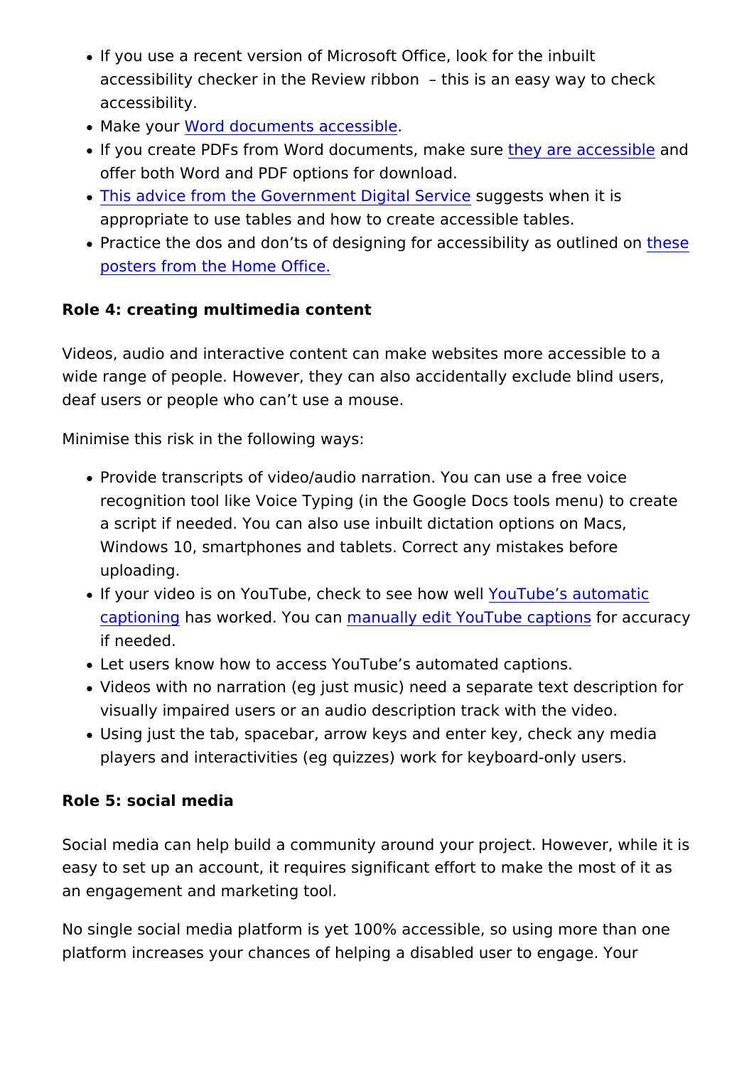- If you use a recent version of Microsoft Office, look for the inbuilt accessibility checker in the Review ribbon – this is an easy way to check accessibility.
- Make your Word documents accessible.
- If you create PDFs from Word documents, make sure they are accessible and offer both Word and PDF options for download.
- This advice from the Government Digital Service suggests when it is appropriate to use tables and how to create accessible tables.
- Practice the dos and don'ts of designing for accessibility as outlined on these posters from the Home Office.

**Role 4: creating multimedia content**

Videos, audio and interactive content can make websites more accessible to a wide range of people. However, they can also accidentally exclude blind users, deaf users or people who can't use a mouse.

Minimise this risk in the following ways:

- Provide transcripts of video/audio narration. You can use a free voice recognition tool like Voice Typing (in the Google Docs tools menu) to create a script if needed. You can also use inbuilt dictation options on Macs, Windows 10, smartphones and tablets. Correct any mistakes before uploading.
- If your video is on YouTube, check to see how well YouTube's automatic captioning has worked. You can manually edit YouTube captions for accuracy if needed.
- Let users know how to access YouTube's automated captions.
- Videos with no narration (eg just music) need a separate text description for visually impaired users or an audio description track with the video.
- Using just the tab, spacebar, arrow keys and enter key, check any media players and interactivities (eg quizzes) work for keyboard-only users.

**Role 5: social media**

Social media can help build a community around your project. However, while it is easy to set up an account, it requires significant effort to make the most of it as an engagement and marketing tool.

No single social media platform is yet 100% accessible, so using more than one platform increases your chances of helping a disabled user to engage. Your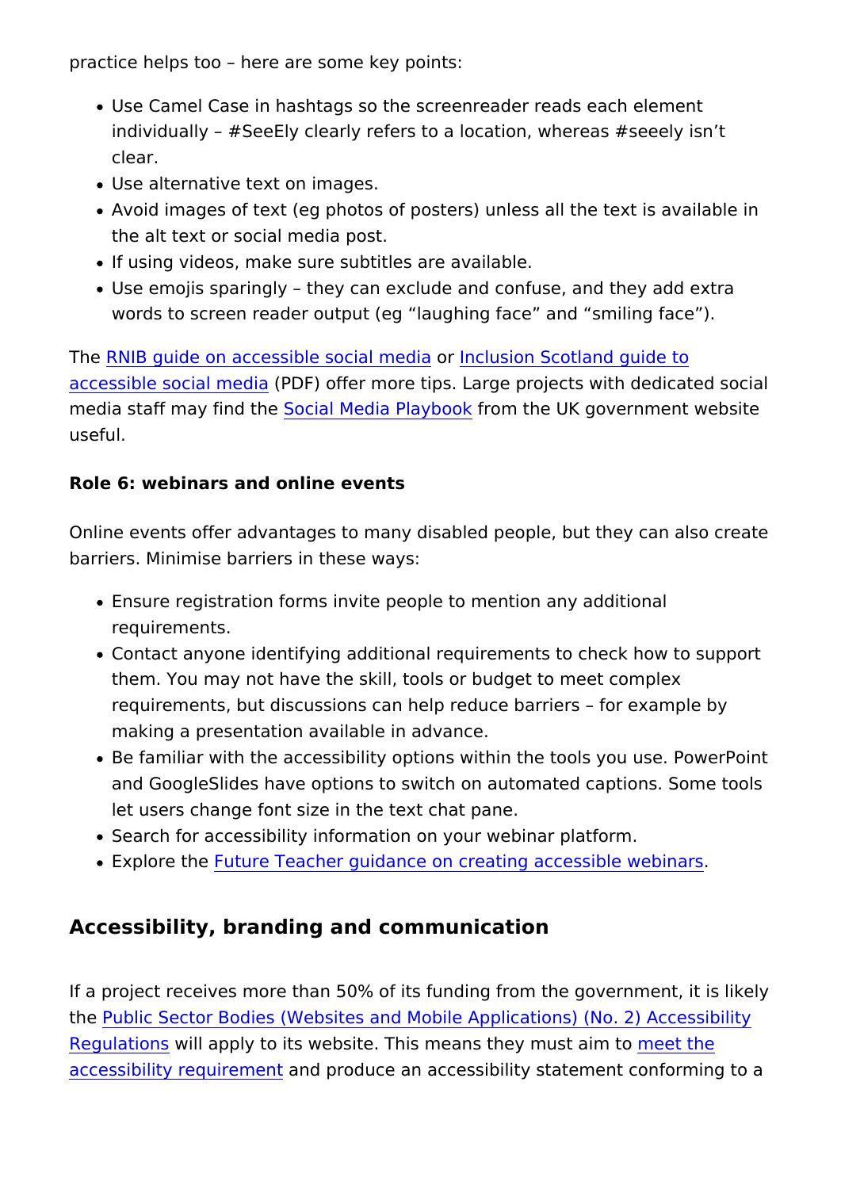practice helps too – here are some key points:

- Use Camel Case in hashtags so the screenreader reads each element individually – #SeeEly clearly refers to a location, whereas #seeely isn't clear.
- Use alternative text on images.
- Avoid images of text (eg photos of posters) unless all the text is available in the alt text or social media post.
- If using videos, make sure subtitles are available.
- Use emojis sparingly – they can exclude and confuse, and they add extra words to screen reader output (eg "laughing face" and "smiling face").

The RNIB guide on accessible social media or Inclusion Scotland guide to accessible social media (PDF) offer more tips. Large projects with dedicated social media staff may find the Social Media Playbook from the UK government website useful.

**Role 6: webinars and online events**

Online events offer advantages to many disabled people, but they can also create barriers. Minimise barriers in these ways:

- Ensure registration forms invite people to mention any additional requirements.
- Contact anyone identifying additional requirements to check how to support them. You may not have the skill, tools or budget to meet complex requirements, but discussions can help reduce barriers – for example by making a presentation available in advance.
- Be familiar with the accessibility options within the tools you use. PowerPoint and GoogleSlides have options to switch on automated captions. Some tools let users change font size in the text chat pane.
- Search for accessibility information on your webinar platform.
- Explore the Future Teacher guidance on creating accessible webinars.

## Accessibility, branding and communication

If a project receives more than 50% of its funding from the government, it is likely the Public Sector Bodies (Websites and Mobile Applications) (No. 2) Accessibility Regulations will apply to its website. This means they must aim to meet the accessibility requirement and produce an accessibility statement conforming to a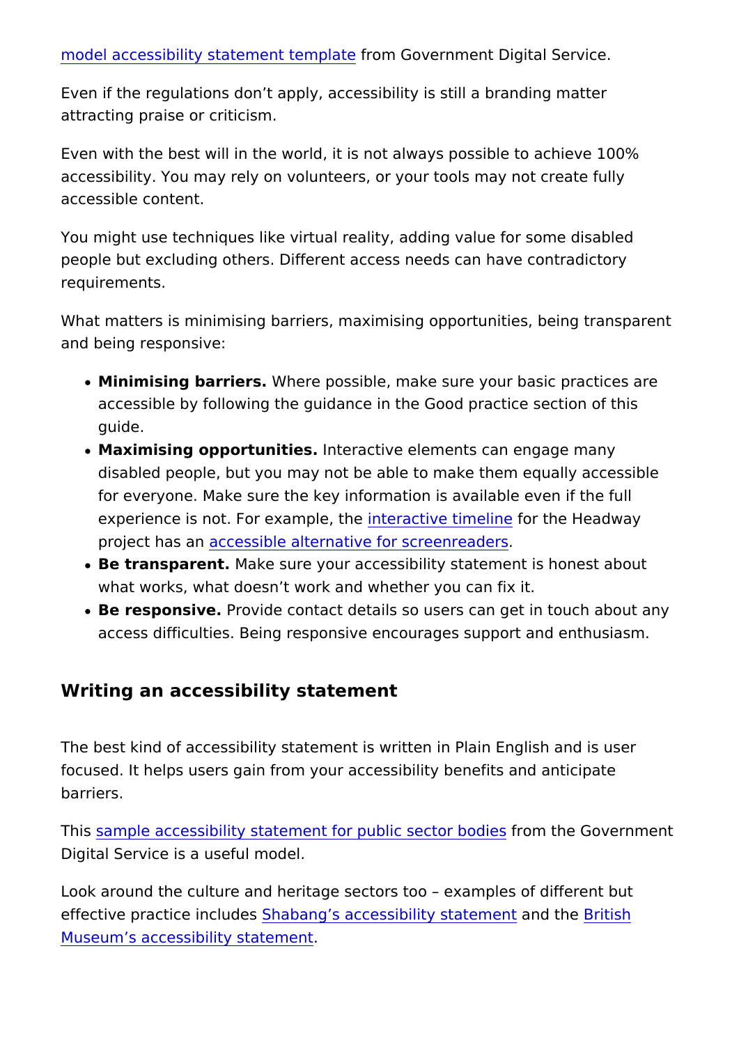model accessibility statement template from Government Digital Service.

Even if the regulations don't apply, accessibility is still a branding matter attracting praise or criticism.

Even with the best will in the world, it is not always possible to achieve 100% accessibility. You may rely on volunteers, or your tools may not create fully accessible content.

You might use techniques like virtual reality, adding value for some disabled people but excluding others. Different access needs can have contradictory requirements.

What matters is minimising barriers, maximising opportunities, being transparent and being responsive:

- **Minimising barriers.** Where possible, make sure your basic practices are accessible by following the guidance in the Good practice section of this guide.
- **Maximising opportunities.** Interactive elements can engage many disabled people, but you may not be able to make them equally accessible for everyone. Make sure the key information is available even if the full experience is not. For example, the interactive timeline for the Headway project has an accessible alternative for screenreaders.
- **Be transparent.** Make sure your accessibility statement is honest about what works, what doesn't work and whether you can fix it.
- **Be responsive.** Provide contact details so users can get in touch about any access difficulties. Being responsive encourages support and enthusiasm.

## Writing an accessibility statement

The best kind of accessibility statement is written in Plain English and is user focused. It helps users gain from your accessibility benefits and anticipate barriers.

This sample accessibility statement for public sector bodies from the Government Digital Service is a useful model.

Look around the culture and heritage sectors too – examples of different but effective practice includes Shabang's accessibility statement and the British Museum's accessibility statement.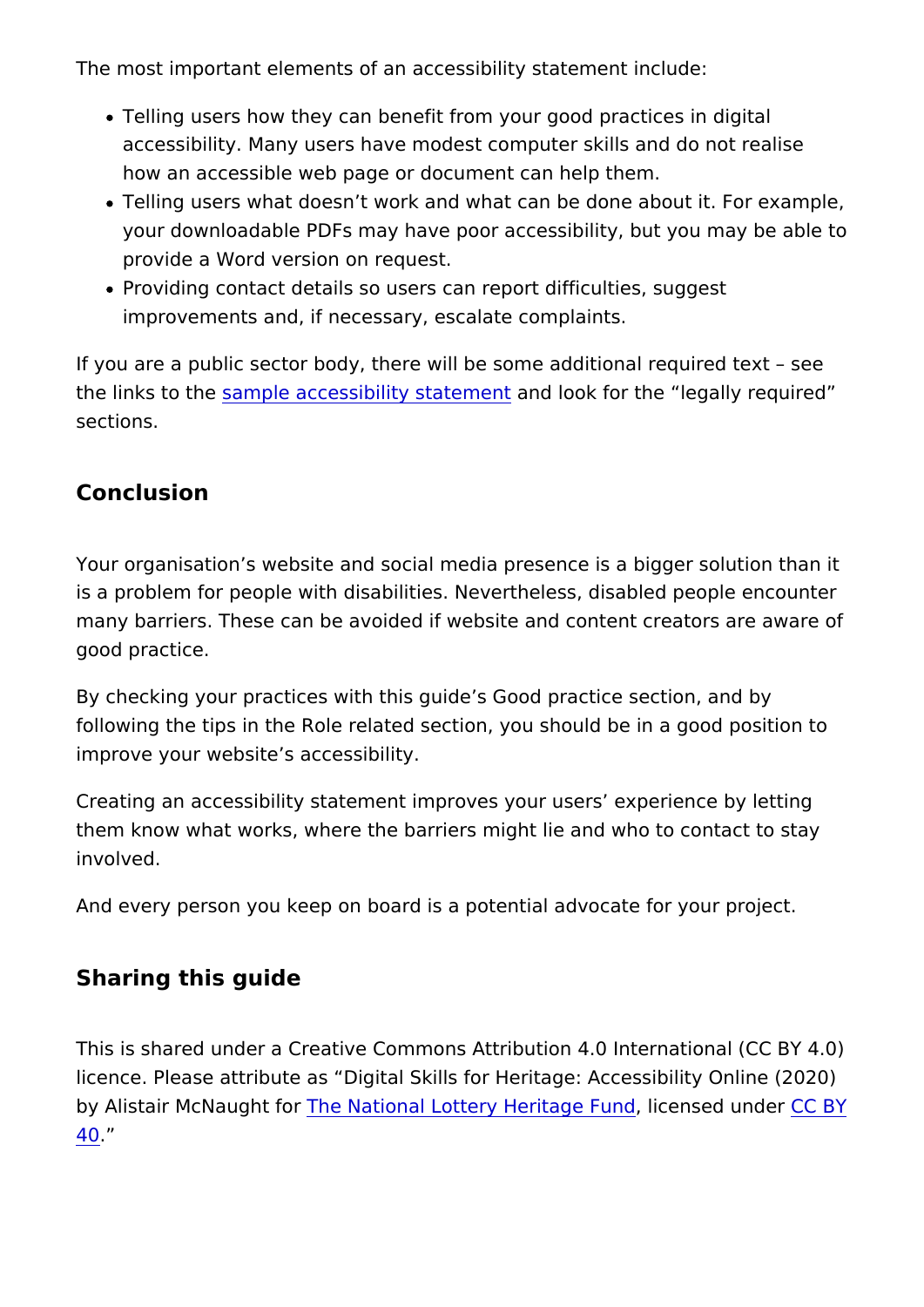The most important elements of an accessibility statement include:

- Telling users how they can benefit from your good practices in digital accessibility. Many users have modest computer skills and do not realise how an accessible web page or document can help them.
- Telling users what doesn't work and what can be done about it. For example, your downloadable PDFs may have poor accessibility, but you may be able to provide a Word version on request.
- Providing contact details so users can report difficulties, suggest improvements and, if necessary, escalate complaints.

If you are a public sector body, there will be some additional required text – see the links to the sample accessibility statement and look for the "legally required" sections.

## Conclusion

Your organisation's website and social media presence is a bigger solution than it is a problem for people with disabilities. Nevertheless, disabled people encounter many barriers. These can be avoided if website and content creators are aware of good practice.

By checking your practices with this guide's Good practice section, and by following the tips in the Role related section, you should be in a good position to improve your website's accessibility.

Creating an accessibility statement improves your users' experience by letting them know what works, where the barriers might lie and who to contact to stay involved.

And every person you keep on board is a potential advocate for your project.

## Sharing this guide

This is shared under a Creative Commons Attribution 4.0 International (CC BY 4.0) licence. Please attribute as "Digital Skills for Heritage: Accessibility Online (2020) by Alistair McNaught for The National Lottery Heritage Fund, licensed under CC BY 40."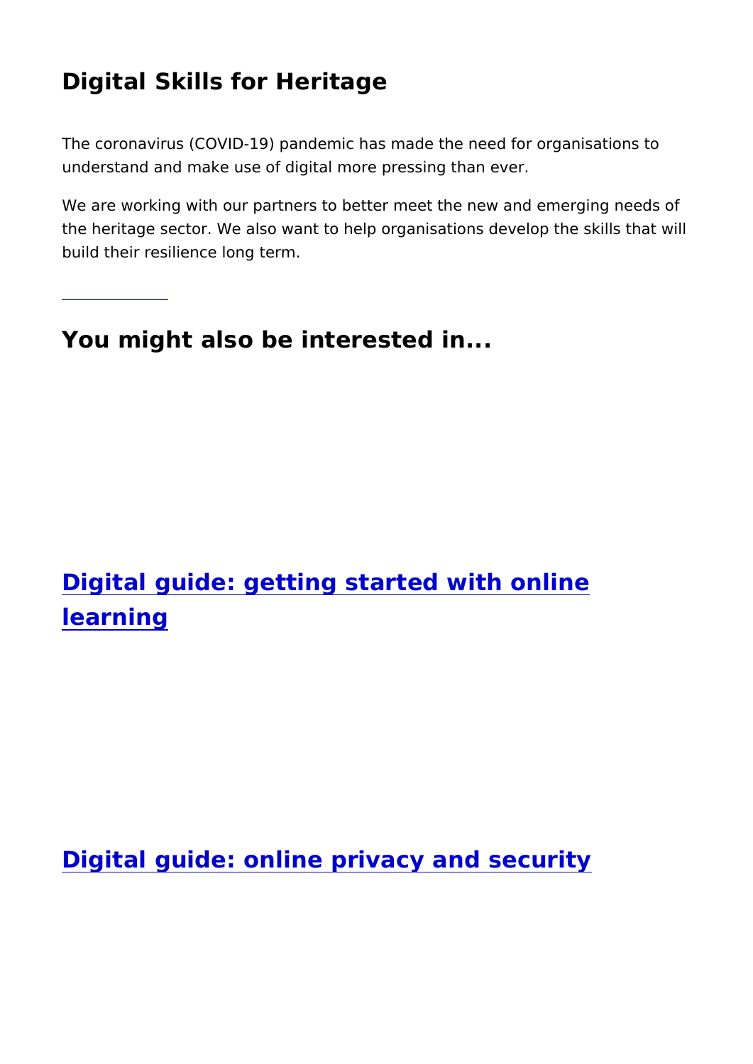# Digital Skills for Heritage

The coronavirus (COVID-19) pandemic has made the need for organisations to understand and make use of digital more pressing than ever.

We are working with our partners to better meet the new and emerging needs of the heritage sector. We also want to help organisations develop the skills that will build their resilience long term.

---

## You might also be interested in...

## Digital guide: getting started with online learning

## Digital guide: online privacy and security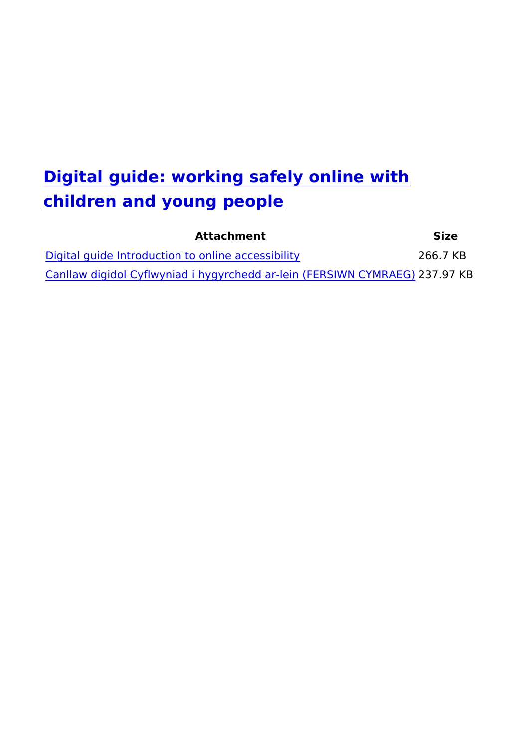# Digital guide: working safely online with children and young people

| Attachment | Size |
| --- | --- |
| Digital guide Introduction to online accessibility | 266.7 KB |
| Canllaw digidol Cyflwyniad i hygyrchedd ar-lein (FERSIWN CYMRAEG) | 237.97 KB |